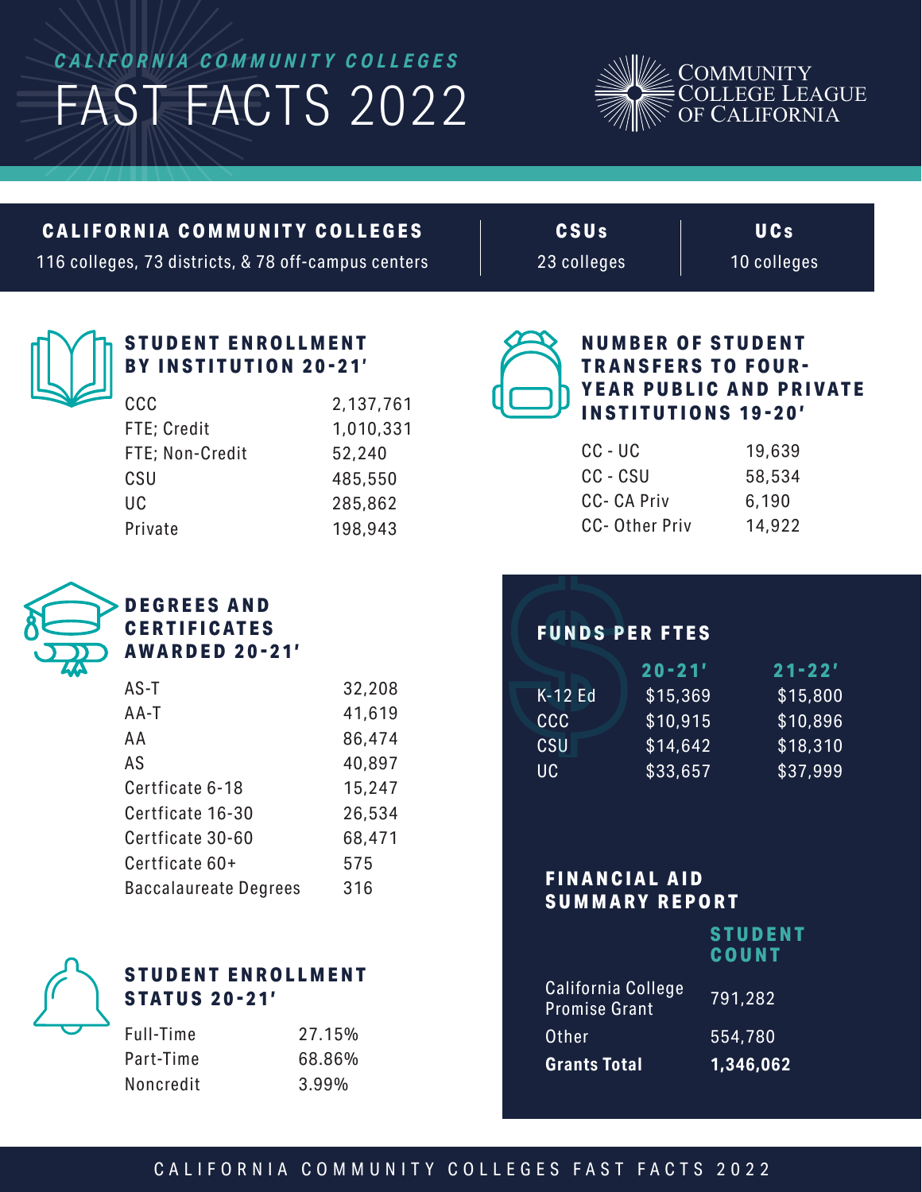# *CALIFORNIA COMMUNITY COLLEGES*

# FAST FACTS 2022

COMMUNITY COLLEGE LEAGUE OF CALIFORNIA

| CALIFORNIA COMMUNITY COLLEGES | CSUs | UCs |
|---|---|---|
| 116 colleges, 73 districts, & 78 off-campus centers | 23 colleges | 10 colleges |

## STUDENT ENROLLMENT BY INSTITUTION 20-21'

| | |
|---|---|
| CCC | 2,137,761 |
| FTE; Credit | 1,010,331 |
| FTE; Non-Credit | 52,240 |
| CSU | 485,550 |
| UC | 285,862 |
| Private | 198,943 |

## NUMBER OF STUDENT TRANSFERS TO FOUR-YEAR PUBLIC AND PRIVATE INSTITUTIONS 19-20'

| | |
|---|---|
| CC - UC | 19,639 |
| CC - CSU | 58,534 |
| CC- CA Priv | 6,190 |
| CC- Other Priv | 14,922 |

## DEGREES AND CERTIFICATES AWARDED 20-21'

| | |
|---|---|
| AS-T | 32,208 |
| AA-T | 41,619 |
| AA | 86,474 |
| AS | 40,897 |
| Certficate 6-18 | 15,247 |
| Certficate 16-30 | 26,534 |
| Certficate 30-60 | 68,471 |
| Certficate 60+ | 575 |
| Baccalaureate Degrees | 316 |

## FUNDS PER FTES

| | 20-21' | 21-22' |
|---|---|---|
| K-12 Ed | $15,369 | $15,800 |
| CCC | $10,915 | $10,896 |
| CSU | $14,642 | $18,310 |
| UC | $33,657 | $37,999 |

## STUDENT ENROLLMENT STATUS 20-21'

| | |
|---|---|
| Full-Time | 27.15% |
| Part-Time | 68.86% |
| Noncredit | 3.99% |

## FINANCIAL AID SUMMARY REPORT

| | STUDENT COUNT |
|---|---|
| California College Promise Grant | 791,282 |
| Other | 554,780 |
| **Grants Total** | **1,346,062** |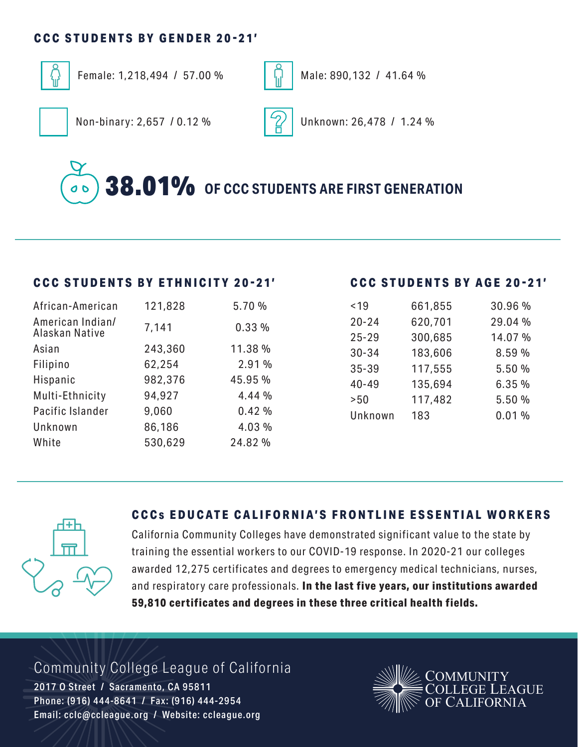## CCC STUDENTS BY GENDER 20-21'

Female: 1,218,494 / 57.00 %

Male: 890,132 / 41.64 %

Non-binary: 2,657 / 0.12 %

Unknown: 26,478 / 1.24 %

**38.01%** OF CCC STUDENTS ARE FIRST GENERATION

## CCC STUDENTS BY ETHNICITY 20-21'

| | | |
|---|---|---|
| African-American | 121,828 | 5.70 % |
| American Indian/ Alaskan Native | 7,141 | 0.33 % |
| Asian | 243,360 | 11.38 % |
| Filipino | 62,254 | 2.91 % |
| Hispanic | 982,376 | 45.95 % |
| Multi-Ethnicity | 94,927 | 4.44 % |
| Pacific Islander | 9,060 | 0.42 % |
| Unknown | 86,186 | 4.03 % |
| White | 530,629 | 24.82 % |

## CCC STUDENTS BY AGE 20-21'

| | | |
|---|---|---|
| <19 | 661,855 | 30.96 % |
| 20-24 | 620,701 | 29.04 % |
| 25-29 | 300,685 | 14.07 % |
| 30-34 | 183,606 | 8.59 % |
| 35-39 | 117,555 | 5.50 % |
| 40-49 | 135,694 | 6.35 % |
| >50 | 117,482 | 5.50 % |
| Unknown | 183 | 0.01 % |

## CCCs EDUCATE CALIFORNIA'S FRONTLINE ESSENTIAL WORKERS

California Community Colleges have demonstrated significant value to the state by training the essential workers to our COVID-19 response. In 2020-21 our colleges awarded 12,275 certificates and degrees to emergency medical technicians, nurses, and respiratory care professionals. **In the last five years, our institutions awarded 59,810 certificates and degrees in these three critical health fields.**

Community College League of California

2017 O Street / Sacramento, CA 95811
Phone: (916) 444-8641 / Fax: (916) 444-2954
Email: cclc@ccleague.org / Website: ccleague.org

COMMUNITY COLLEGE LEAGUE OF CALIFORNIA